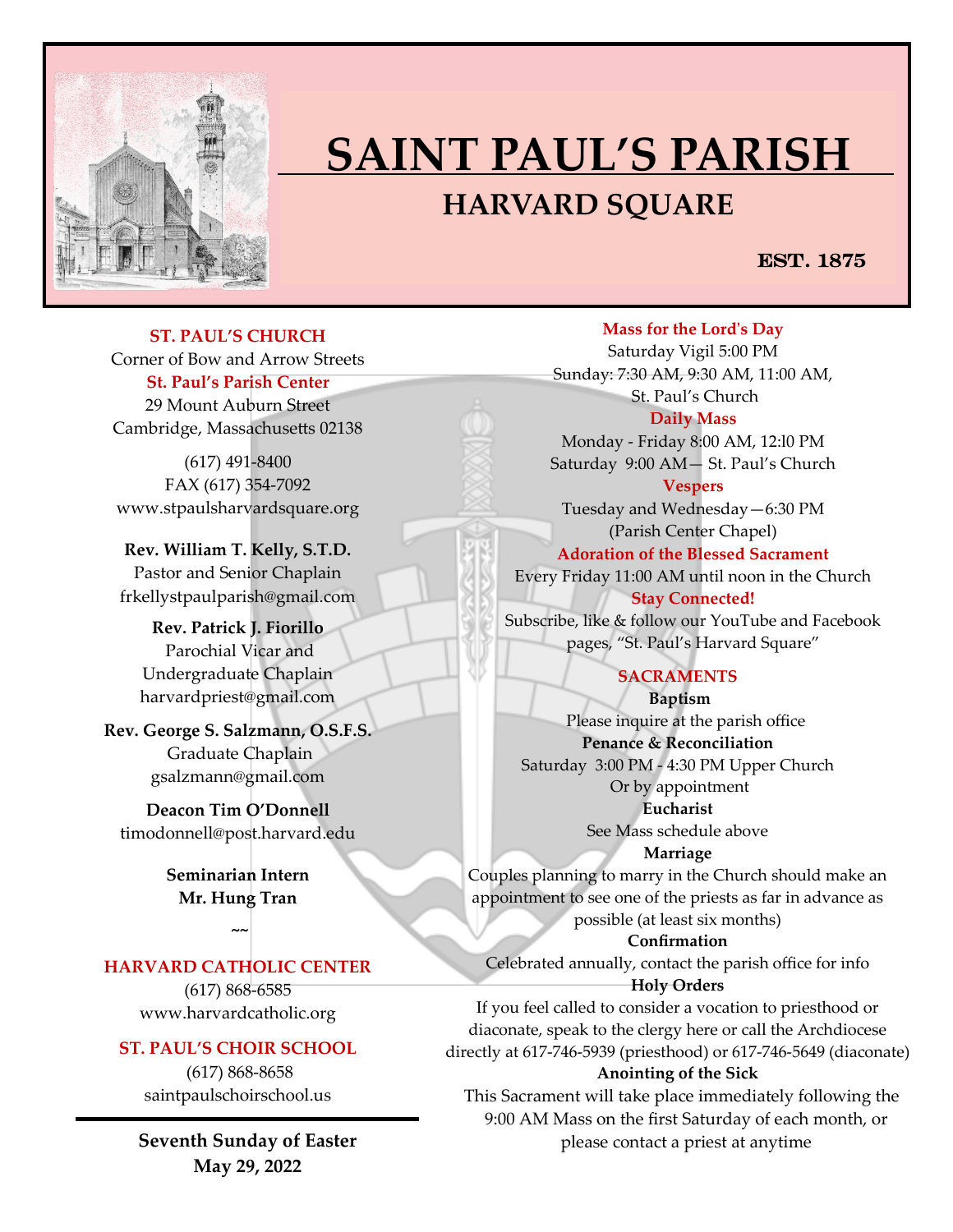# SAINT PAUL'S PARISH

## HARVARD SQUARE

**EST. 1875**

**ST. PAUL'S CHURCH**
Corner of Bow and Arrow Streets

**St. Paul's Parish Center**
29 Mount Auburn Street
Cambridge, Massachusetts 02138

(617) 491-8400
FAX (617) 354-7092
www.stpaulsharvardsquare.org

**Rev. William T. Kelly, S.T.D.**
Pastor and Senior Chaplain
frkellystpaulparish@gmail.com

**Rev. Patrick J. Fiorillo**
Parochial Vicar and
Undergraduate Chaplain
harvardpriest@gmail.com

**Rev. George S. Salzmann, O.S.F.S.**
Graduate Chaplain
gsalzmann@gmail.com

**Deacon Tim O'Donnell**
timodonnell@post.harvard.edu

**Seminarian Intern**
**Mr. Hung Tran**

~~

**HARVARD CATHOLIC CENTER**
(617) 868-6585
www.harvardcatholic.org

**ST. PAUL'S CHOIR SCHOOL**
(617) 868-8658
saintpaulschoirschool.us

**Seventh Sunday of Easter**
**May 29, 2022**

**Mass for the Lord's Day**
Saturday Vigil 5:00 PM
Sunday: 7:30 AM, 9:30 AM, 11:00 AM,
St. Paul's Church

**Daily Mass**
Monday - Friday 8:00 AM, 12:l0 PM
Saturday 9:00 AM— St. Paul's Church

**Vespers**
Tuesday and Wednesday—6:30 PM
(Parish Center Chapel)

**Adoration of the Blessed Sacrament**
Every Friday 11:00 AM until noon in the Church

**Stay Connected!**
Subscribe, like & follow our YouTube and Facebook pages, "St. Paul's Harvard Square"

**SACRAMENTS**

**Baptism**
Please inquire at the parish office

**Penance & Reconciliation**
Saturday 3:00 PM - 4:30 PM Upper Church
Or by appointment

**Eucharist**
See Mass schedule above

**Marriage**
Couples planning to marry in the Church should make an appointment to see one of the priests as far in advance as possible (at least six months)

**Confirmation**
Celebrated annually, contact the parish office for info

**Holy Orders**
If you feel called to consider a vocation to priesthood or diaconate, speak to the clergy here or call the Archdiocese directly at 617-746-5939 (priesthood) or 617-746-5649 (diaconate)

**Anointing of the Sick**
This Sacrament will take place immediately following the 9:00 AM Mass on the first Saturday of each month, or please contact a priest at anytime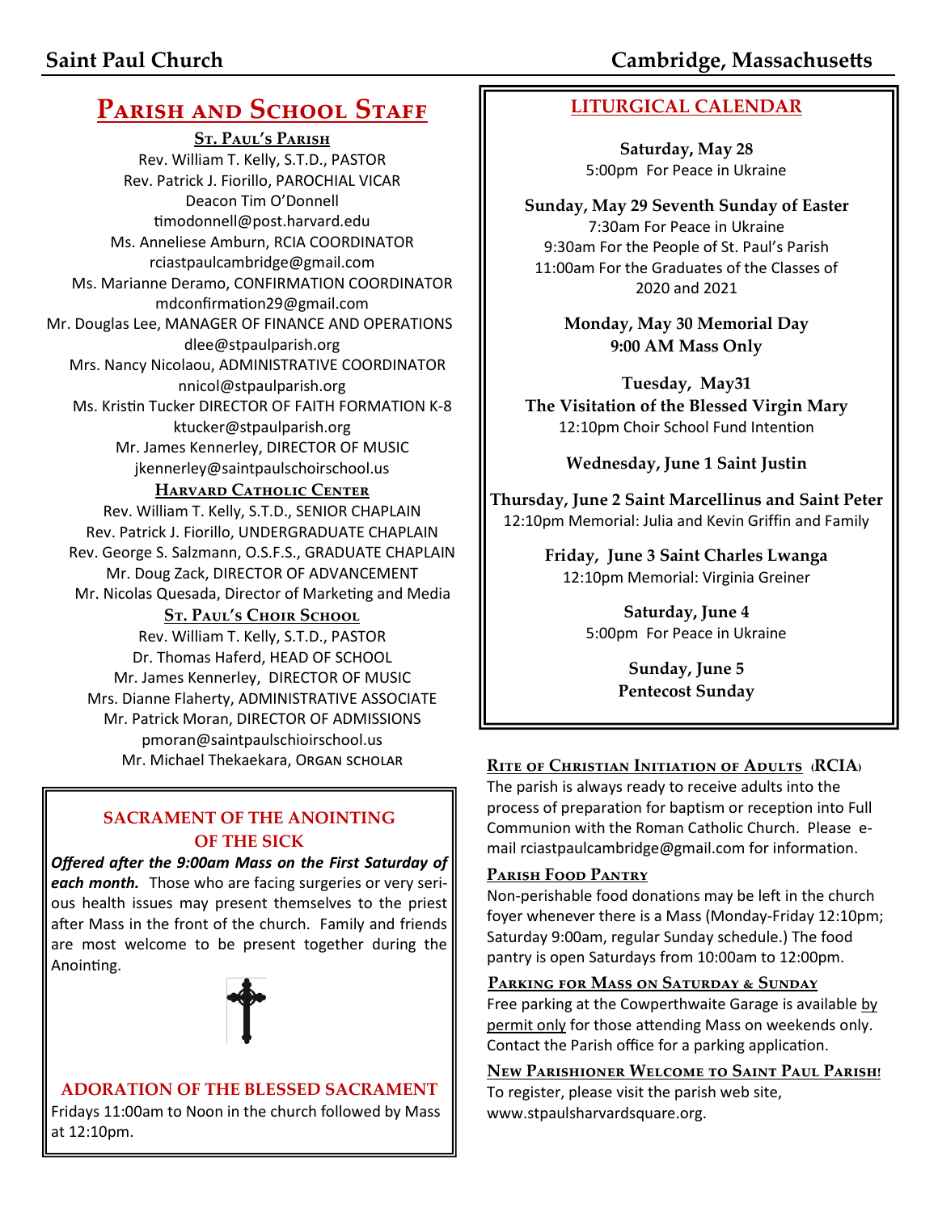# Parish and School Staff

**St. Paul's Parish**

Rev. William T. Kelly, S.T.D., PASTOR
Rev. Patrick J. Fiorillo, PAROCHIAL VICAR
Deacon Tim O'Donnell
timodonnell@post.harvard.edu
Ms. Anneliese Amburn, RCIA COORDINATOR
rciastpaulcambridge@gmail.com
Ms. Marianne Deramo, CONFIRMATION COORDINATOR
mdconfirmation29@gmail.com
Mr. Douglas Lee, MANAGER OF FINANCE AND OPERATIONS
dlee@stpaulparish.org
Mrs. Nancy Nicolaou, ADMINISTRATIVE COORDINATOR
nnicol@stpaulparish.org
Ms. Kristin Tucker DIRECTOR OF FAITH FORMATION K-8
ktucker@stpaulparish.org
Mr. James Kennerley, DIRECTOR OF MUSIC
jkennerley@saintpaulschoirschool.us

**Harvard Catholic Center**

Rev. William T. Kelly, S.T.D., SENIOR CHAPLAIN
Rev. Patrick J. Fiorillo, UNDERGRADUATE CHAPLAIN
Rev. George S. Salzmann, O.S.F.S., GRADUATE CHAPLAIN
Mr. Doug Zack, DIRECTOR OF ADVANCEMENT
Mr. Nicolas Quesada, Director of Marketing and Media

**St. Paul's Choir School**

Rev. William T. Kelly, S.T.D., PASTOR
Dr. Thomas Haferd, HEAD OF SCHOOL
Mr. James Kennerley, DIRECTOR OF MUSIC
Mrs. Dianne Flaherty, ADMINISTRATIVE ASSOCIATE
Mr. Patrick Moran, DIRECTOR OF ADMISSIONS
pmoran@saintpaulschioirschool.us
Mr. Michael Thekaekara, ORGAN SCHOLAR

## SACRAMENT OF THE ANOINTING OF THE SICK

***Offered after the 9:00am Mass on the First Saturday of each month.*** Those who are facing surgeries or very serious health issues may present themselves to the priest after Mass in the front of the church. Family and friends are most welcome to be present together during the Anointing.

## ADORATION OF THE BLESSED SACRAMENT

Fridays 11:00am to Noon in the church followed by Mass at 12:10pm.

## LITURGICAL CALENDAR

**Saturday, May 28**
5:00pm For Peace in Ukraine

**Sunday, May 29 Seventh Sunday of Easter**
7:30am For Peace in Ukraine
9:30am For the People of St. Paul's Parish
11:00am For the Graduates of the Classes of 2020 and 2021

**Monday, May 30 Memorial Day**
**9:00 AM Mass Only**

**Tuesday, May31**
**The Visitation of the Blessed Virgin Mary**
12:10pm Choir School Fund Intention

**Wednesday, June 1 Saint Justin**

**Thursday, June 2 Saint Marcellinus and Saint Peter**
12:10pm Memorial: Julia and Kevin Griffin and Family

**Friday, June 3 Saint Charles Lwanga**
12:10pm Memorial: Virginia Greiner

**Saturday, June 4**
5:00pm For Peace in Ukraine

**Sunday, June 5**
**Pentecost Sunday**

**Rite of Christian Initiation of Adults (RCIA)**

The parish is always ready to receive adults into the process of preparation for baptism or reception into Full Communion with the Roman Catholic Church. Please e-mail rciastpaulcambridge@gmail.com for information.

**Parish Food Pantry**

Non-perishable food donations may be left in the church foyer whenever there is a Mass (Monday-Friday 12:10pm; Saturday 9:00am, regular Sunday schedule.) The food pantry is open Saturdays from 10:00am to 12:00pm.

**Parking for Mass on Saturday & Sunday**

Free parking at the Cowperthwaite Garage is available by permit only for those attending Mass on weekends only. Contact the Parish office for a parking application.

**New Parishioner Welcome to Saint Paul Parish!**

To register, please visit the parish web site, www.stpaulsharvardsquare.org.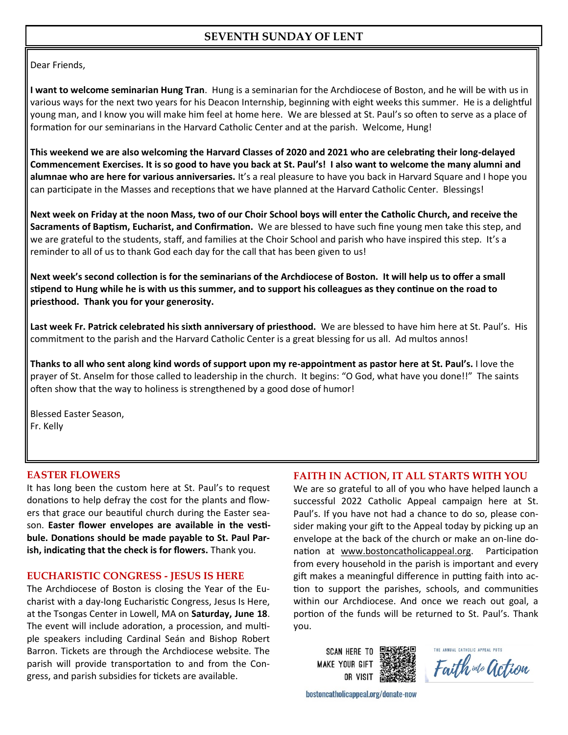## SEVENTH SUNDAY OF LENT

Dear Friends,

**I want to welcome seminarian Hung Tran**. Hung is a seminarian for the Archdiocese of Boston, and he will be with us in various ways for the next two years for his Deacon Internship, beginning with eight weeks this summer. He is a delightful young man, and I know you will make him feel at home here. We are blessed at St. Paul's so often to serve as a place of formation for our seminarians in the Harvard Catholic Center and at the parish. Welcome, Hung!

**This weekend we are also welcoming the Harvard Classes of 2020 and 2021 who are celebrating their long-delayed Commencement Exercises. It is so good to have you back at St. Paul's! I also want to welcome the many alumni and alumnae who are here for various anniversaries.** It's a real pleasure to have you back in Harvard Square and I hope you can participate in the Masses and receptions that we have planned at the Harvard Catholic Center. Blessings!

**Next week on Friday at the noon Mass, two of our Choir School boys will enter the Catholic Church, and receive the Sacraments of Baptism, Eucharist, and Confirmation.** We are blessed to have such fine young men take this step, and we are grateful to the students, staff, and families at the Choir School and parish who have inspired this step. It's a reminder to all of us to thank God each day for the call that has been given to us!

**Next week's second collection is for the seminarians of the Archdiocese of Boston. It will help us to offer a small stipend to Hung while he is with us this summer, and to support his colleagues as they continue on the road to priesthood. Thank you for your generosity.**

**Last week Fr. Patrick celebrated his sixth anniversary of priesthood.** We are blessed to have him here at St. Paul's. His commitment to the parish and the Harvard Catholic Center is a great blessing for us all. Ad multos annos!

**Thanks to all who sent along kind words of support upon my re-appointment as pastor here at St. Paul's.** I love the prayer of St. Anselm for those called to leadership in the church. It begins: "O God, what have you done!!" The saints often show that the way to holiness is strengthened by a good dose of humor!

Blessed Easter Season,
Fr. Kelly

### EASTER FLOWERS

It has long been the custom here at St. Paul's to request donations to help defray the cost for the plants and flowers that grace our beautiful church during the Easter season. **Easter flower envelopes are available in the vestibule. Donations should be made payable to St. Paul Parish, indicating that the check is for flowers.** Thank you.

### EUCHARISTIC CONGRESS - JESUS IS HERE

The Archdiocese of Boston is closing the Year of the Eucharist with a day-long Eucharistic Congress, Jesus Is Here, at the Tsongas Center in Lowell, MA on **Saturday, June 18**. The event will include adoration, a procession, and multiple speakers including Cardinal Seán and Bishop Robert Barron. Tickets are through the Archdiocese website. The parish will provide transportation to and from the Congress, and parish subsidies for tickets are available.

### FAITH IN ACTION, IT ALL STARTS WITH YOU

We are so grateful to all of you who have helped launch a successful 2022 Catholic Appeal campaign here at St. Paul's. If you have not had a chance to do so, please consider making your gift to the Appeal today by picking up an envelope at the back of the church or make an on-line donation at www.bostoncatholicappeal.org. Participation from every household in the parish is important and every gift makes a meaningful difference in putting faith into action to support the parishes, schools, and communities within our Archdiocese. And once we reach out goal, a portion of the funds will be returned to St. Paul's. Thank you.

SCAN HERE TO MAKE YOUR GIFT OR VISIT

bostoncatholicappeal.org/donate-now

THE ANNUAL CATHOLIC APPEAL PUTS Faith into Action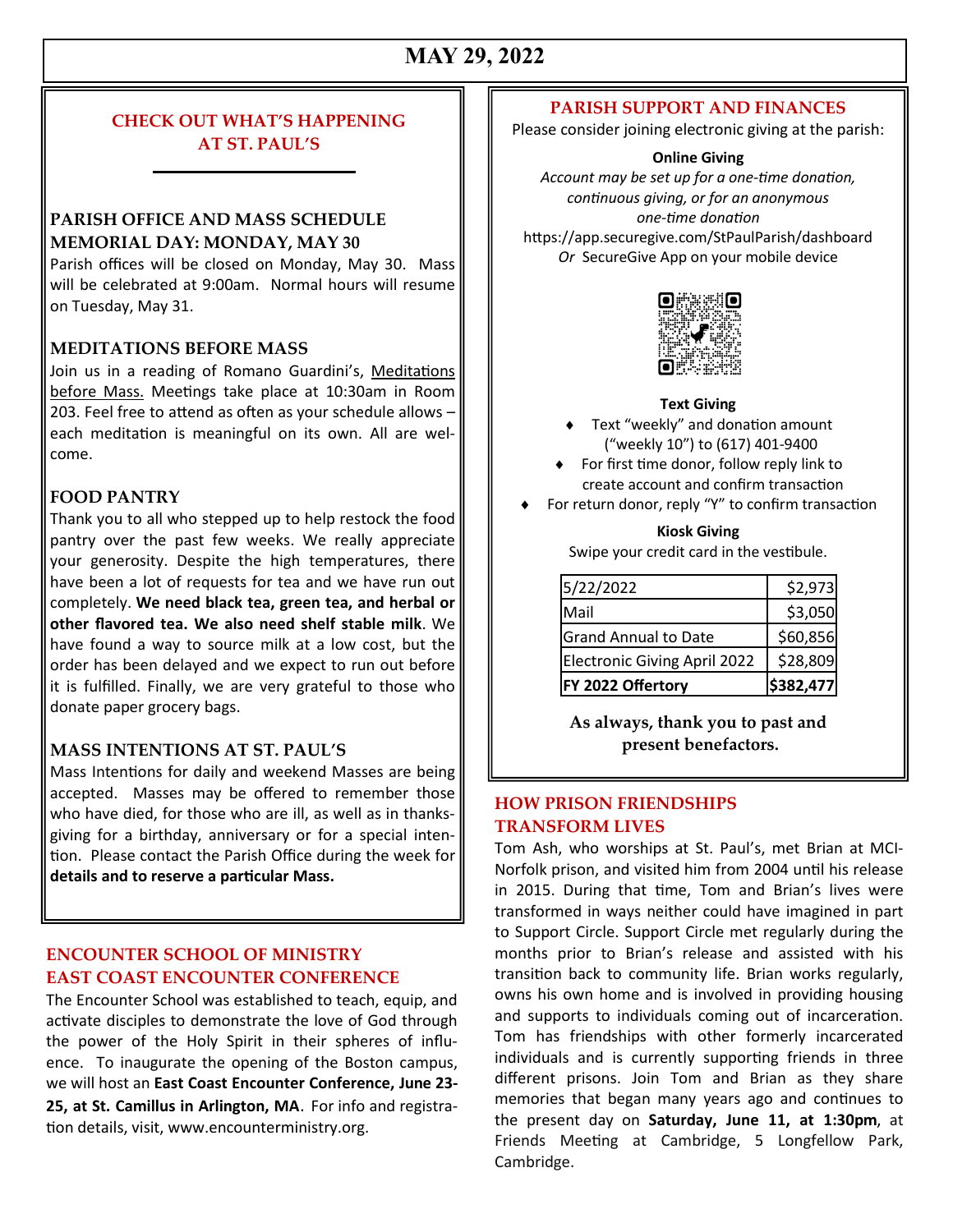# MAY 29, 2022

## CHECK OUT WHAT'S HAPPENING AT ST. PAUL'S

### PARISH OFFICE AND MASS SCHEDULE MEMORIAL DAY: MONDAY, MAY 30

Parish offices will be closed on Monday, May 30. Mass will be celebrated at 9:00am. Normal hours will resume on Tuesday, May 31.

### MEDITATIONS BEFORE MASS

Join us in a reading of Romano Guardini's, Meditations before Mass. Meetings take place at 10:30am in Room 203. Feel free to attend as often as your schedule allows – each meditation is meaningful on its own. All are welcome.

### FOOD PANTRY

Thank you to all who stepped up to help restock the food pantry over the past few weeks. We really appreciate your generosity. Despite the high temperatures, there have been a lot of requests for tea and we have run out completely. **We need black tea, green tea, and herbal or other flavored tea. We also need shelf stable milk**. We have found a way to source milk at a low cost, but the order has been delayed and we expect to run out before it is fulfilled. Finally, we are very grateful to those who donate paper grocery bags.

### MASS INTENTIONS AT ST. PAUL'S

Mass Intentions for daily and weekend Masses are being accepted. Masses may be offered to remember those who have died, for those who are ill, as well as in thanksgiving for a birthday, anniversary or for a special intention. Please contact the Parish Office during the week for **details and to reserve a particular Mass.**

## ENCOUNTER SCHOOL OF MINISTRY EAST COAST ENCOUNTER CONFERENCE

The Encounter School was established to teach, equip, and activate disciples to demonstrate the love of God through the power of the Holy Spirit in their spheres of influence. To inaugurate the opening of the Boston campus, we will host an **East Coast Encounter Conference, June 23-25, at St. Camillus in Arlington, MA**. For info and registration details, visit, www.encounterministry.org.

## PARISH SUPPORT AND FINANCES

Please consider joining electronic giving at the parish:

**Online Giving**

*Account may be set up for a one-time donation, continuous giving, or for an anonymous one-time donation*

https://app.securegive.com/StPaulParish/dashboard

*Or* SecureGive App on your mobile device

**Text Giving**

- Text "weekly" and donation amount ("weekly 10") to (617) 401-9400
- For first time donor, follow reply link to create account and confirm transaction
- For return donor, reply "Y" to confirm transaction

**Kiosk Giving**

Swipe your credit card in the vestibule.

| | |
|---|---|
| 5/22/2022 | $2,973 |
| Mail | $3,050 |
| Grand Annual to Date | $60,856 |
| Electronic Giving April 2022 | $28,809 |
| **FY 2022 Offertory** | **$382,477** |

**As always, thank you to past and present benefactors.**

## HOW PRISON FRIENDSHIPS TRANSFORM LIVES

Tom Ash, who worships at St. Paul's, met Brian at MCI-Norfolk prison, and visited him from 2004 until his release in 2015. During that time, Tom and Brian's lives were transformed in ways neither could have imagined in part to Support Circle. Support Circle met regularly during the months prior to Brian's release and assisted with his transition back to community life. Brian works regularly, owns his own home and is involved in providing housing and supports to individuals coming out of incarceration. Tom has friendships with other formerly incarcerated individuals and is currently supporting friends in three different prisons. Join Tom and Brian as they share memories that began many years ago and continues to the present day on **Saturday, June 11, at 1:30pm**, at Friends Meeting at Cambridge, 5 Longfellow Park, Cambridge.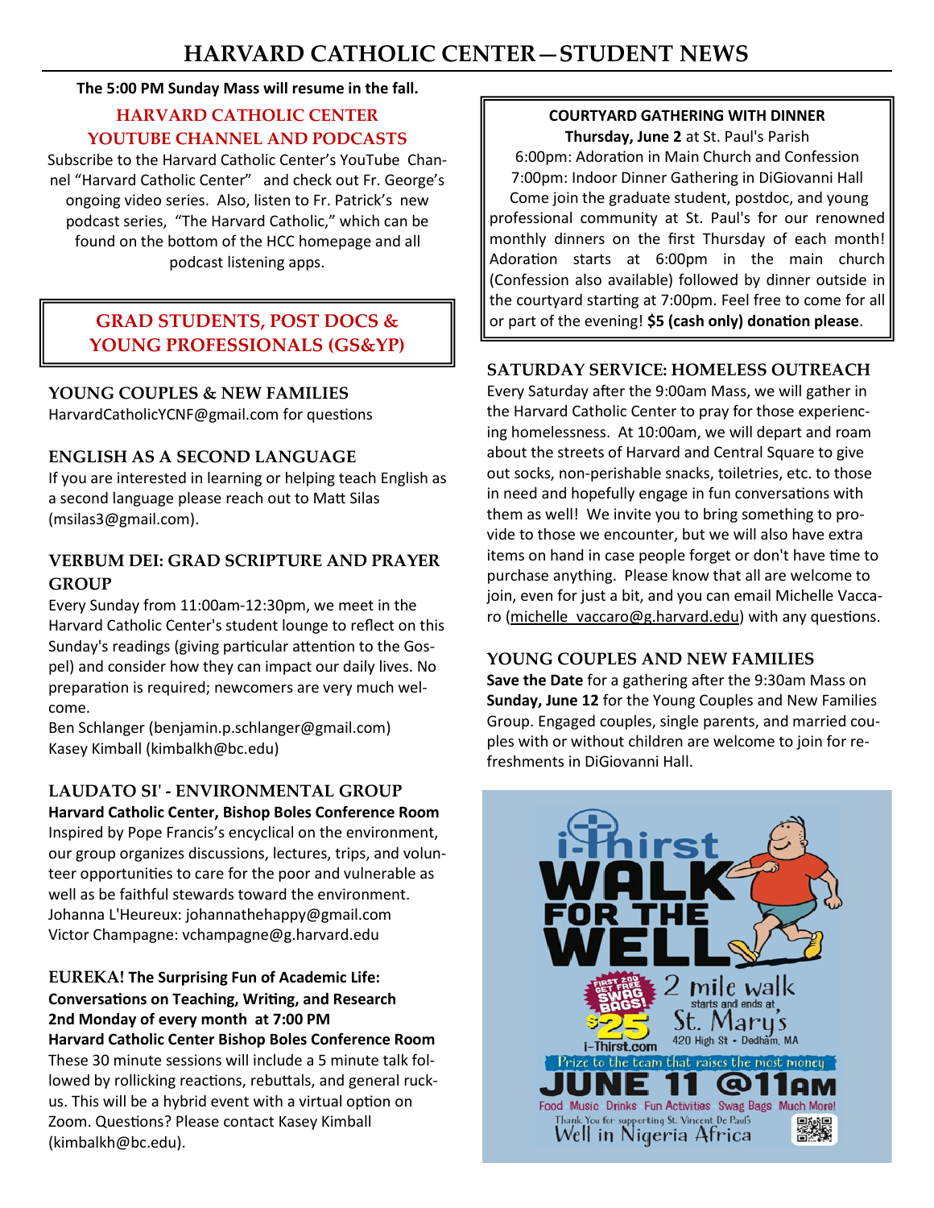# HARVARD CATHOLIC CENTER—STUDENT NEWS

**The 5:00 PM Sunday Mass will resume in the fall.**

## HARVARD CATHOLIC CENTER YOUTUBE CHANNEL AND PODCASTS

Subscribe to the Harvard Catholic Center's YouTube Channel "Harvard Catholic Center" and check out Fr. George's ongoing video series. Also, listen to Fr. Patrick's new podcast series, "The Harvard Catholic," which can be found on the bottom of the HCC homepage and all podcast listening apps.

## GRAD STUDENTS, POST DOCS & YOUNG PROFESSIONALS (GS&YP)

### YOUNG COUPLES & NEW FAMILIES

HarvardCatholicYCNF@gmail.com for questions

### ENGLISH AS A SECOND LANGUAGE

If you are interested in learning or helping teach English as a second language please reach out to Matt Silas (msilas3@gmail.com).

### VERBUM DEI: GRAD SCRIPTURE AND PRAYER GROUP

Every Sunday from 11:00am-12:30pm, we meet in the Harvard Catholic Center's student lounge to reflect on this Sunday's readings (giving particular attention to the Gospel) and consider how they can impact our daily lives. No preparation is required; newcomers are very much welcome.

Ben Schlanger (benjamin.p.schlanger@gmail.com)
Kasey Kimball (kimbalkh@bc.edu)

### LAUDATO SI' - ENVIRONMENTAL GROUP

**Harvard Catholic Center, Bishop Boles Conference Room**

Inspired by Pope Francis's encyclical on the environment, our group organizes discussions, lectures, trips, and volunteer opportunities to care for the poor and vulnerable as well as be faithful stewards toward the environment.

Johanna L'Heureux: johannathehappy@gmail.com
Victor Champagne: vchampagne@g.harvard.edu

### EUREKA! The Surprising Fun of Academic Life: Conversations on Teaching, Writing, and Research

**2nd Monday of every month at 7:00 PM**
**Harvard Catholic Center Bishop Boles Conference Room**

These 30 minute sessions will include a 5 minute talk followed by rollicking reactions, rebuttals, and general ruckus. This will be a hybrid event with a virtual option on Zoom. Questions? Please contact Kasey Kimball (kimbalkh@bc.edu).

### COURTYARD GATHERING WITH DINNER

**Thursday, June 2** at St. Paul's Parish
6:00pm: Adoration in Main Church and Confession
7:00pm: Indoor Dinner Gathering in DiGiovanni Hall

Come join the graduate student, postdoc, and young professional community at St. Paul's for our renowned monthly dinners on the first Thursday of each month! Adoration starts at 6:00pm in the main church (Confession also available) followed by dinner outside in the courtyard starting at 7:00pm. Feel free to come for all or part of the evening! **$5 (cash only) donation please**.

### SATURDAY SERVICE: HOMELESS OUTREACH

Every Saturday after the 9:00am Mass, we will gather in the Harvard Catholic Center to pray for those experiencing homelessness. At 10:00am, we will depart and roam about the streets of Harvard and Central Square to give out socks, non-perishable snacks, toiletries, etc. to those in need and hopefully engage in fun conversations with them as well! We invite you to bring something to provide to those we encounter, but we will also have extra items on hand in case people forget or don't have time to purchase anything. Please know that all are welcome to join, even for just a bit, and you can email Michelle Vaccaro (michelle_vaccaro@g.harvard.edu) with any questions.

### YOUNG COUPLES AND NEW FAMILIES

**Save the Date** for a gathering after the 9:30am Mass on **Sunday, June 12** for the Young Couples and New Families Group. Engaged couples, single parents, and married couples with or without children are welcome to join for refreshments in DiGiovanni Hall.

i-Thirst WALK FOR THE WELL

First 200 get free swag bags!

2 mile walk starts and ends at St. Mary's
420 High St • Dedham, MA

$25
i-Thirst.com

Prize to the team that raises the most money

JUNE 11 @11AM

Food Music Drinks Fun Activities Swag Bags Much More!

Thank You for supporting St. Vincent De Paul's Well in Nigeria Africa